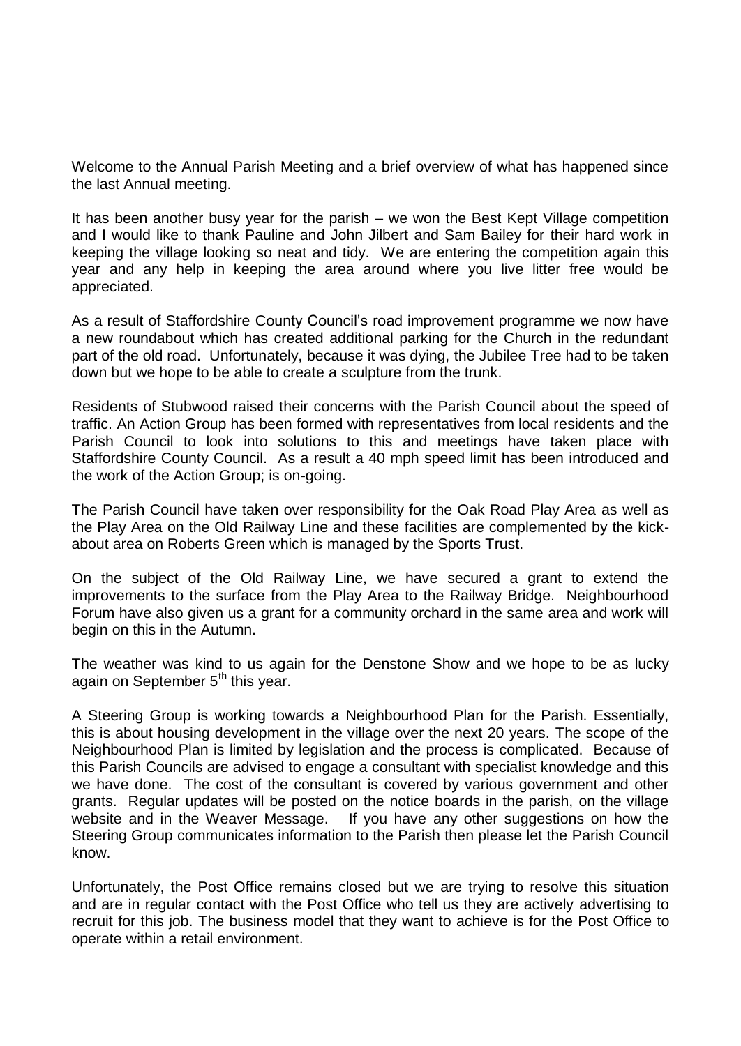Welcome to the Annual Parish Meeting and a brief overview of what has happened since the last Annual meeting.

It has been another busy year for the parish – we won the Best Kept Village competition and I would like to thank Pauline and John Jilbert and Sam Bailey for their hard work in keeping the village looking so neat and tidy. We are entering the competition again this year and any help in keeping the area around where you live litter free would be appreciated.

As a result of Staffordshire County Council's road improvement programme we now have a new roundabout which has created additional parking for the Church in the redundant part of the old road. Unfortunately, because it was dying, the Jubilee Tree had to be taken down but we hope to be able to create a sculpture from the trunk.

Residents of Stubwood raised their concerns with the Parish Council about the speed of traffic. An Action Group has been formed with representatives from local residents and the Parish Council to look into solutions to this and meetings have taken place with Staffordshire County Council. As a result a 40 mph speed limit has been introduced and the work of the Action Group; is on-going.

The Parish Council have taken over responsibility for the Oak Road Play Area as well as the Play Area on the Old Railway Line and these facilities are complemented by the kick-about area on Roberts Green which is managed by the Sports Trust.

On the subject of the Old Railway Line, we have secured a grant to extend the improvements to the surface from the Play Area to the Railway Bridge. Neighbourhood Forum have also given us a grant for a community orchard in the same area and work will begin on this in the Autumn.

The weather was kind to us again for the Denstone Show and we hope to be as lucky again on September 5th this year.

A Steering Group is working towards a Neighbourhood Plan for the Parish. Essentially, this is about housing development in the village over the next 20 years. The scope of the Neighbourhood Plan is limited by legislation and the process is complicated. Because of this Parish Councils are advised to engage a consultant with specialist knowledge and this we have done. The cost of the consultant is covered by various government and other grants. Regular updates will be posted on the notice boards in the parish, on the village website and in the Weaver Message. If you have any other suggestions on how the Steering Group communicates information to the Parish then please let the Parish Council know.

Unfortunately, the Post Office remains closed but we are trying to resolve this situation and are in regular contact with the Post Office who tell us they are actively advertising to recruit for this job. The business model that they want to achieve is for the Post Office to operate within a retail environment.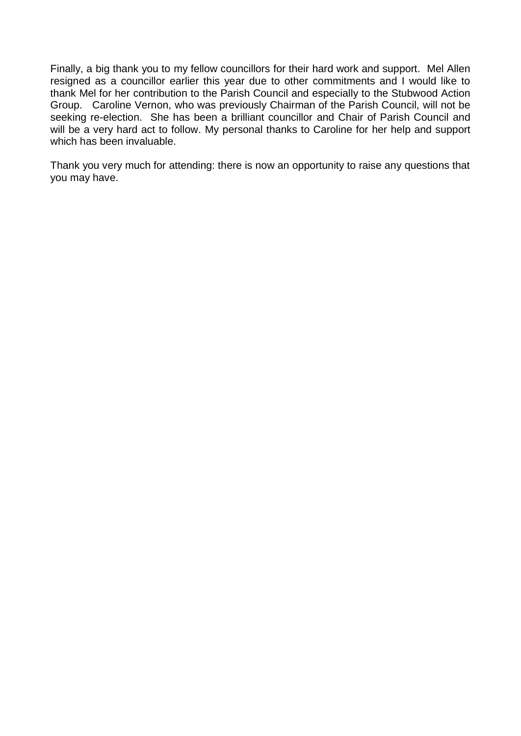Finally, a big thank you to my fellow councillors for their hard work and support. Mel Allen resigned as a councillor earlier this year due to other commitments and I would like to thank Mel for her contribution to the Parish Council and especially to the Stubwood Action Group. Caroline Vernon, who was previously Chairman of the Parish Council, will not be seeking re-election. She has been a brilliant councillor and Chair of Parish Council and will be a very hard act to follow. My personal thanks to Caroline for her help and support which has been invaluable.

Thank you very much for attending: there is now an opportunity to raise any questions that you may have.